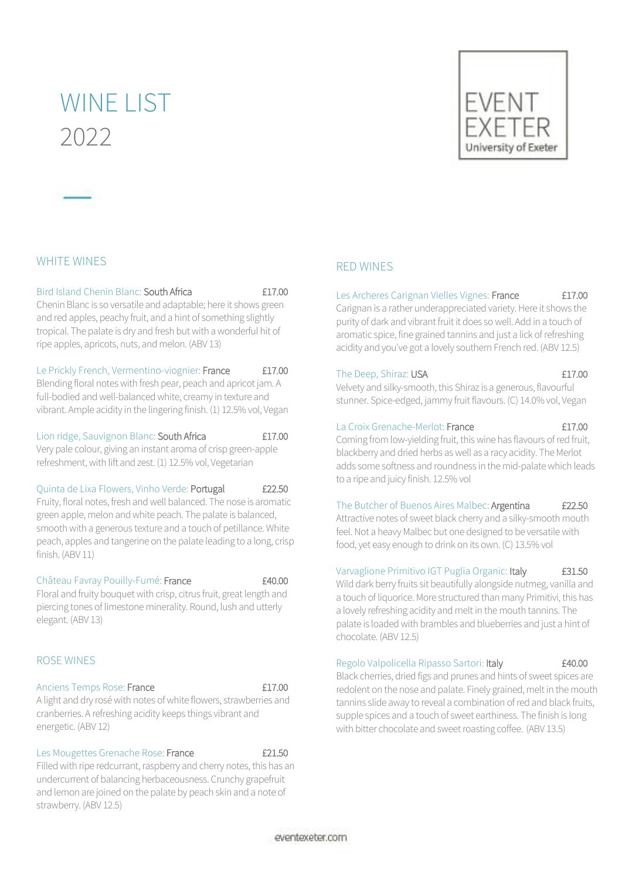# WINE LIST
2022

EVENT EXETER
University of Exeter

## WHITE WINES

**Bird Island Chenin Blanc:** South Africa — £17.00
Chenin Blanc is so versatile and adaptable; here it shows green and red apples, peachy fruit, and a hint of something slightly tropical. The palate is dry and fresh but with a wonderful hit of ripe apples, apricots, nuts, and melon. (ABV 13)

**Le Prickly French, Vermentino-viognier:** France — £17.00
Blending floral notes with fresh pear, peach and apricot jam. A full-bodied and well-balanced white, creamy in texture and vibrant. Ample acidity in the lingering finish. (1) 12.5% vol, Vegan

**Lion ridge, Sauvignon Blanc:** South Africa — £17.00
Very pale colour, giving an instant aroma of crisp green-apple refreshment, with lift and zest. (1) 12.5% vol, Vegetarian

**Quinta de Lixa Flowers, Vinho Verde:** Portugal — £22.50
Fruity, floral notes, fresh and well balanced. The nose is aromatic green apple, melon and white peach. The palate is balanced, smooth with a generous texture and a touch of petillance. White peach, apples and tangerine on the palate leading to a long, crisp finish. (ABV 11)

**Château Favray Pouilly-Fumé:** France — £40.00
Floral and fruity bouquet with crisp, citrus fruit, great length and piercing tones of limestone minerality. Round, lush and utterly elegant. (ABV 13)

## ROSE WINES

**Anciens Temps Rose:** France — £17.00
A light and dry rosé with notes of white flowers, strawberries and cranberries. A refreshing acidity keeps things vibrant and energetic. (ABV 12)

**Les Mougettes Grenache Rose:** France — £21.50
Filled with ripe redcurrant, raspberry and cherry notes, this has an undercurrent of balancing herbaceousness. Crunchy grapefruit and lemon are joined on the palate by peach skin and a note of strawberry. (ABV 12.5)

## RED WINES

**Les Archeres Carignan Vielles Vignes:** France — £17.00
Carignan is a rather underappreciated variety. Here it shows the purity of dark and vibrant fruit it does so well. Add in a touch of aromatic spice, fine grained tannins and just a lick of refreshing acidity and you've got a lovely southern French red. (ABV 12.5)

**The Deep, Shiraz:** USA — £17.00
Velvety and silky-smooth, this Shiraz is a generous, flavourful stunner. Spice-edged, jammy fruit flavours. (C) 14.0% vol, Vegan

**La Croix Grenache-Merlot:** France — £17.00
Coming from low-yielding fruit, this wine has flavours of red fruit, blackberry and dried herbs as well as a racy acidity. The Merlot adds some softness and roundness in the mid-palate which leads to a ripe and juicy finish. 12.5% vol

**The Butcher of Buenos Aires Malbec:** Argentina — £22.50
Attractive notes of sweet black cherry and a silky-smooth mouth feel. Not a heavy Malbec but one designed to be versatile with food, yet easy enough to drink on its own. (C) 13.5% vol

**Varvaglione Primitivo IGT Puglia Organic:** Italy — £31.50
Wild dark berry fruits sit beautifully alongside nutmeg, vanilla and a touch of liquorice. More structured than many Primitivi, this has a lovely refreshing acidity and melt in the mouth tannins. The palate is loaded with brambles and blueberries and just a hint of chocolate. (ABV 12.5)

**Regolo Valpolicella Ripasso Sartori:** Italy — £40.00
Black cherries, dried figs and prunes and hints of sweet spices are redolent on the nose and palate. Finely grained, melt in the mouth tannins slide away to reveal a combination of red and black fruits, supple spices and a touch of sweet earthiness. The finish is long with bitter chocolate and sweet roasting coffee. (ABV 13.5)

eventexeter.com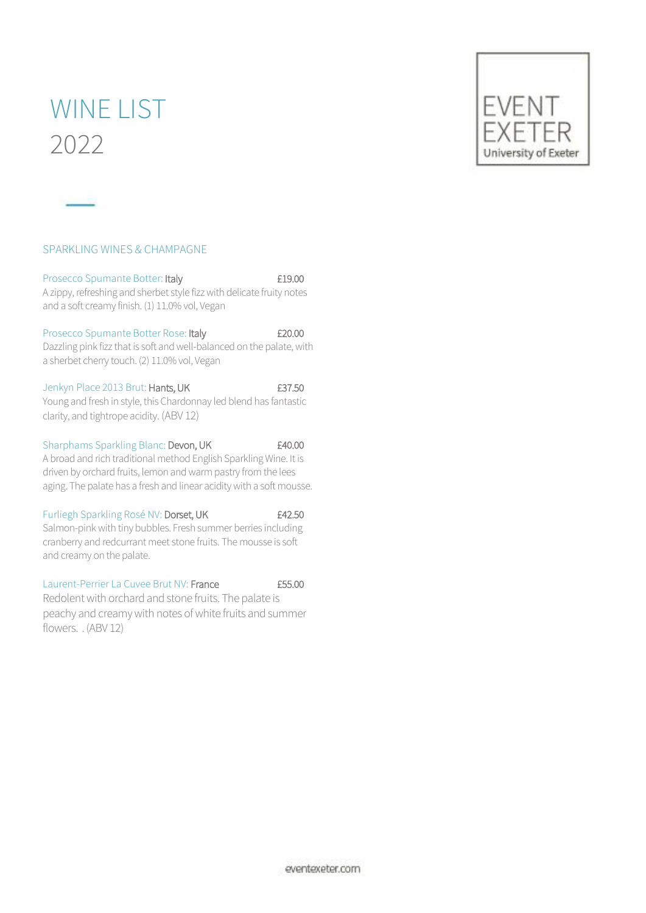# WINE LIST

2022

EVENT EXETER
University of Exeter

## SPARKLING WINES & CHAMPAGNE

**Prosecco Spumante Botter:** Italy — £19.00
A zippy, refreshing and sherbet style fizz with delicate fruity notes and a soft creamy finish. (1) 11.0% vol, Vegan

**Prosecco Spumante Botter Rose:** Italy — £20.00
Dazzling pink fizz that is soft and well-balanced on the palate, with a sherbet cherry touch. (2) 11.0% vol, Vegan

**Jenkyn Place 2013 Brut:** Hants, UK — £37.50
Young and fresh in style, this Chardonnay led blend has fantastic clarity, and tightrope acidity. (ABV 12)

**Sharphams Sparkling Blanc:** Devon, UK — £40.00
A broad and rich traditional method English Sparkling Wine. It is driven by orchard fruits, lemon and warm pastry from the lees aging. The palate has a fresh and linear acidity with a soft mousse.

**Furliegh Sparkling Rosé NV:** Dorset, UK — £42.50
Salmon-pink with tiny bubbles. Fresh summer berries including cranberry and redcurrant meet stone fruits. The mousse is soft and creamy on the palate.

**Laurent-Perrier La Cuvee Brut NV:** France — £55.00
Redolent with orchard and stone fruits. The palate is peachy and creamy with notes of white fruits and summer flowers. . (ABV 12)

eventexeter.com